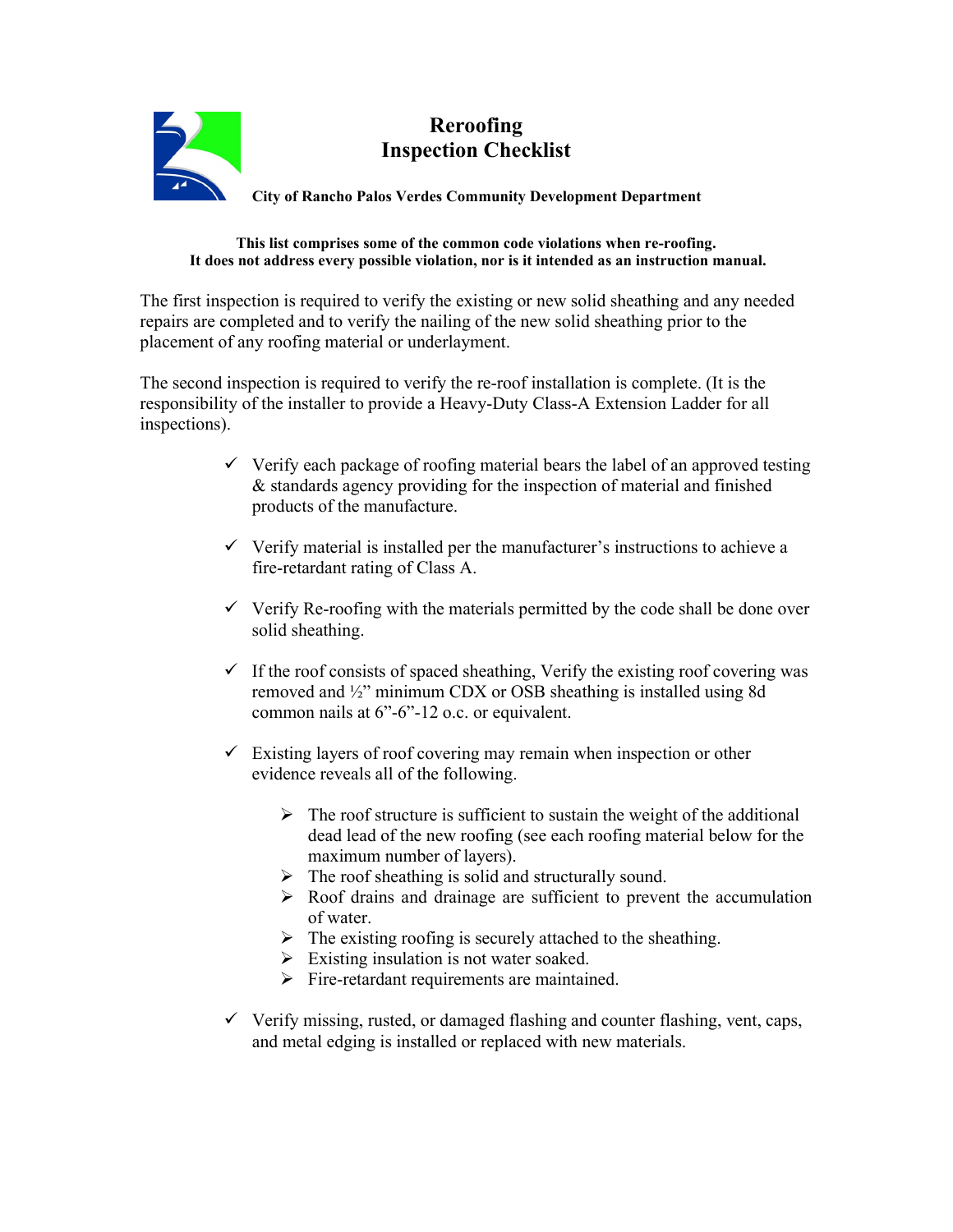# Reroofing
# Inspection Checklist

**City of Rancho Palos Verdes Community Development Department**

**This list comprises some of the common code violations when re-roofing.**
**It does not address every possible violation, nor is it intended as an instruction manual.**

The first inspection is required to verify the existing or new solid sheathing and any needed repairs are completed and to verify the nailing of the new solid sheathing prior to the placement of any roofing material or underlayment.

The second inspection is required to verify the re-roof installation is complete. (It is the responsibility of the installer to provide a Heavy-Duty Class-A Extension Ladder for all inspections).

- ✓ Verify each package of roofing material bears the label of an approved testing & standards agency providing for the inspection of material and finished products of the manufacture.

- ✓ Verify material is installed per the manufacturer's instructions to achieve a fire-retardant rating of Class A.

- ✓ Verify Re-roofing with the materials permitted by the code shall be done over solid sheathing.

- ✓ If the roof consists of spaced sheathing, Verify the existing roof covering was removed and ½" minimum CDX or OSB sheathing is installed using 8d common nails at 6"-6"-12 o.c. or equivalent.

- ✓ Existing layers of roof covering may remain when inspection or other evidence reveals all of the following.

    - ➢ The roof structure is sufficient to sustain the weight of the additional dead lead of the new roofing (see each roofing material below for the maximum number of layers).
    - ➢ The roof sheathing is solid and structurally sound.
    - ➢ Roof drains and drainage are sufficient to prevent the accumulation of water.
    - ➢ The existing roofing is securely attached to the sheathing.
    - ➢ Existing insulation is not water soaked.
    - ➢ Fire-retardant requirements are maintained.

- ✓ Verify missing, rusted, or damaged flashing and counter flashing, vent, caps, and metal edging is installed or replaced with new materials.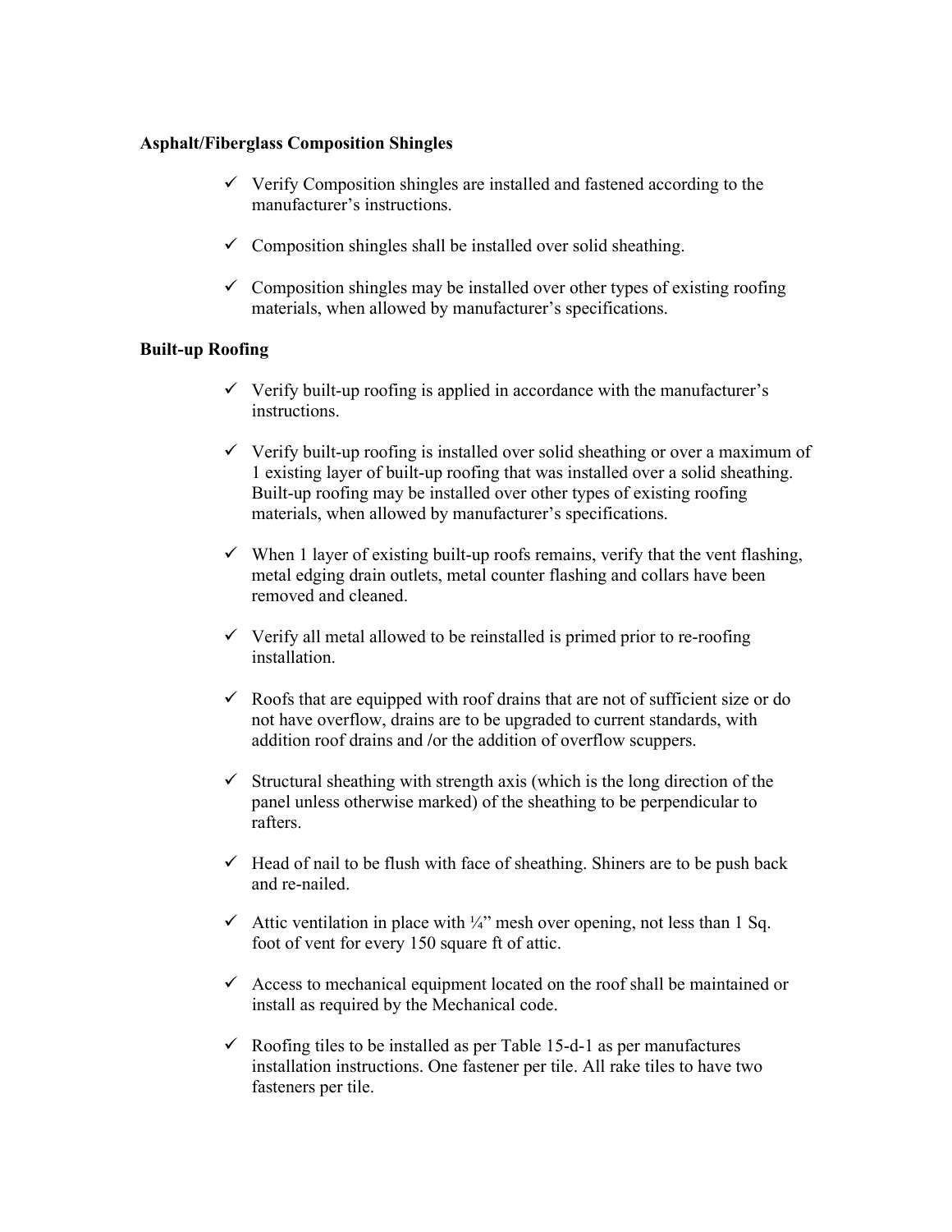**Asphalt/Fiberglass Composition Shingles**

- ✓ Verify Composition shingles are installed and fastened according to the manufacturer's instructions.
- ✓ Composition shingles shall be installed over solid sheathing.
- ✓ Composition shingles may be installed over other types of existing roofing materials, when allowed by manufacturer's specifications.

**Built-up Roofing**

- ✓ Verify built-up roofing is applied in accordance with the manufacturer's instructions.
- ✓ Verify built-up roofing is installed over solid sheathing or over a maximum of 1 existing layer of built-up roofing that was installed over a solid sheathing. Built-up roofing may be installed over other types of existing roofing materials, when allowed by manufacturer's specifications.
- ✓ When 1 layer of existing built-up roofs remains, verify that the vent flashing, metal edging drain outlets, metal counter flashing and collars have been removed and cleaned.
- ✓ Verify all metal allowed to be reinstalled is primed prior to re-roofing installation.
- ✓ Roofs that are equipped with roof drains that are not of sufficient size or do not have overflow, drains are to be upgraded to current standards, with addition roof drains and /or the addition of overflow scuppers.
- ✓ Structural sheathing with strength axis (which is the long direction of the panel unless otherwise marked) of the sheathing to be perpendicular to rafters.
- ✓ Head of nail to be flush with face of sheathing. Shiners are to be push back and re-nailed.
- ✓ Attic ventilation in place with ¼" mesh over opening, not less than 1 Sq. foot of vent for every 150 square ft of attic.
- ✓ Access to mechanical equipment located on the roof shall be maintained or install as required by the Mechanical code.
- ✓ Roofing tiles to be installed as per Table 15-d-1 as per manufactures installation instructions. One fastener per tile. All rake tiles to have two fasteners per tile.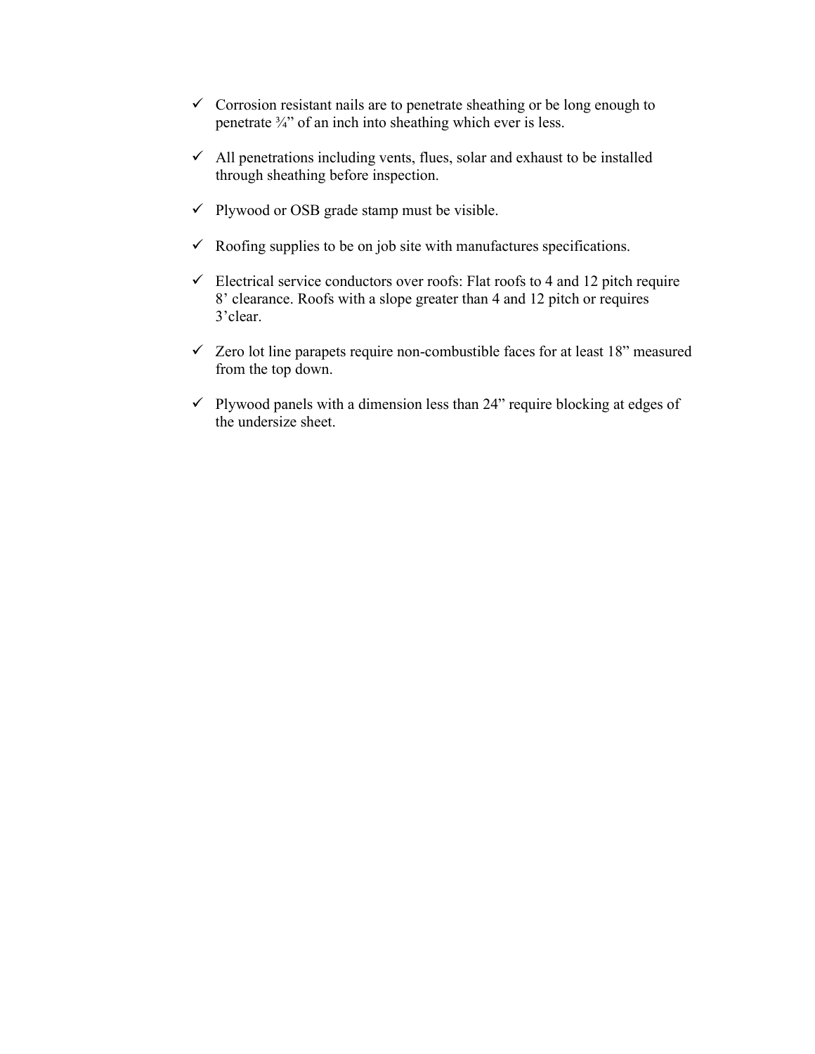- ✓ Corrosion resistant nails are to penetrate sheathing or be long enough to penetrate ¾" of an inch into sheathing which ever is less.

- ✓ All penetrations including vents, flues, solar and exhaust to be installed through sheathing before inspection.

- ✓ Plywood or OSB grade stamp must be visible.

- ✓ Roofing supplies to be on job site with manufactures specifications.

- ✓ Electrical service conductors over roofs: Flat roofs to 4 and 12 pitch require 8' clearance. Roofs with a slope greater than 4 and 12 pitch or requires 3'clear.

- ✓ Zero lot line parapets require non-combustible faces for at least 18" measured from the top down.

- ✓ Plywood panels with a dimension less than 24" require blocking at edges of the undersize sheet.